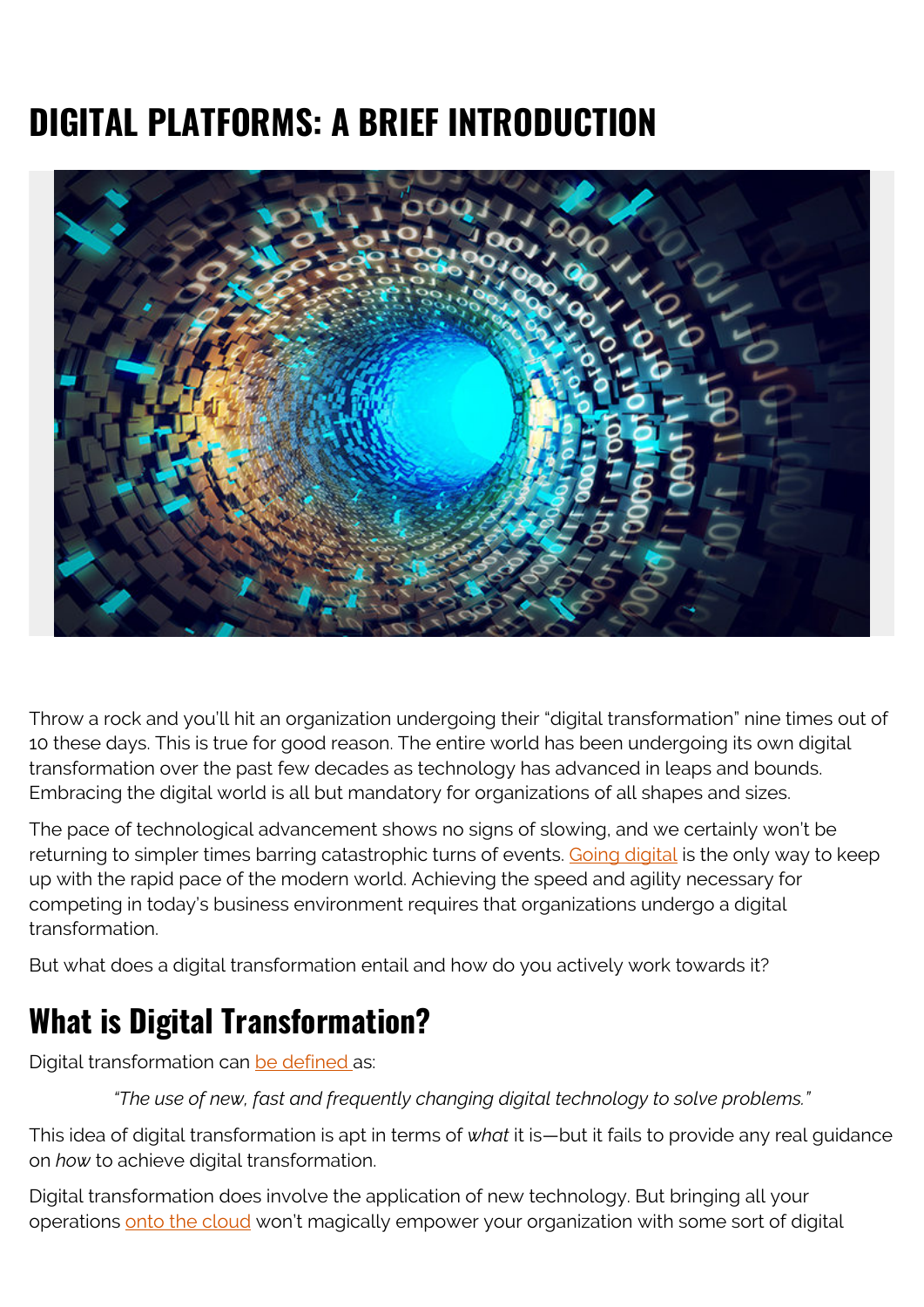# DIGITAL PLATFORMS: A BRIEF INTRODUCTION

Throw a rock and you'll hit an organization undergoing their "digital transformation" nine times out of 10 these days. This is true for good reason. The entire world has been undergoing its own digital transformation over the past few decades as technology has advanced in leaps and bounds. Embracing the digital world is all but mandatory for organizations of all shapes and sizes.

The pace of technological advancement shows no signs of slowing, and we certainly won't be returning to simpler times barring catastrophic turns of events. Going digital is the only way to keep up with the rapid pace of the modern world. Achieving the speed and agility necessary for competing in today's business environment requires that organizations undergo a digital transformation.

But what does a digital transformation entail and how do you actively work towards it?

## What is Digital Transformation?

Digital transformation can be defined as:

> *"The use of new, fast and frequently changing digital technology to solve problems."*

This idea of digital transformation is apt in terms of *what* it is—but it fails to provide any real guidance on *how* to achieve digital transformation.

Digital transformation does involve the application of new technology. But bringing all your operations onto the cloud won't magically empower your organization with some sort of digital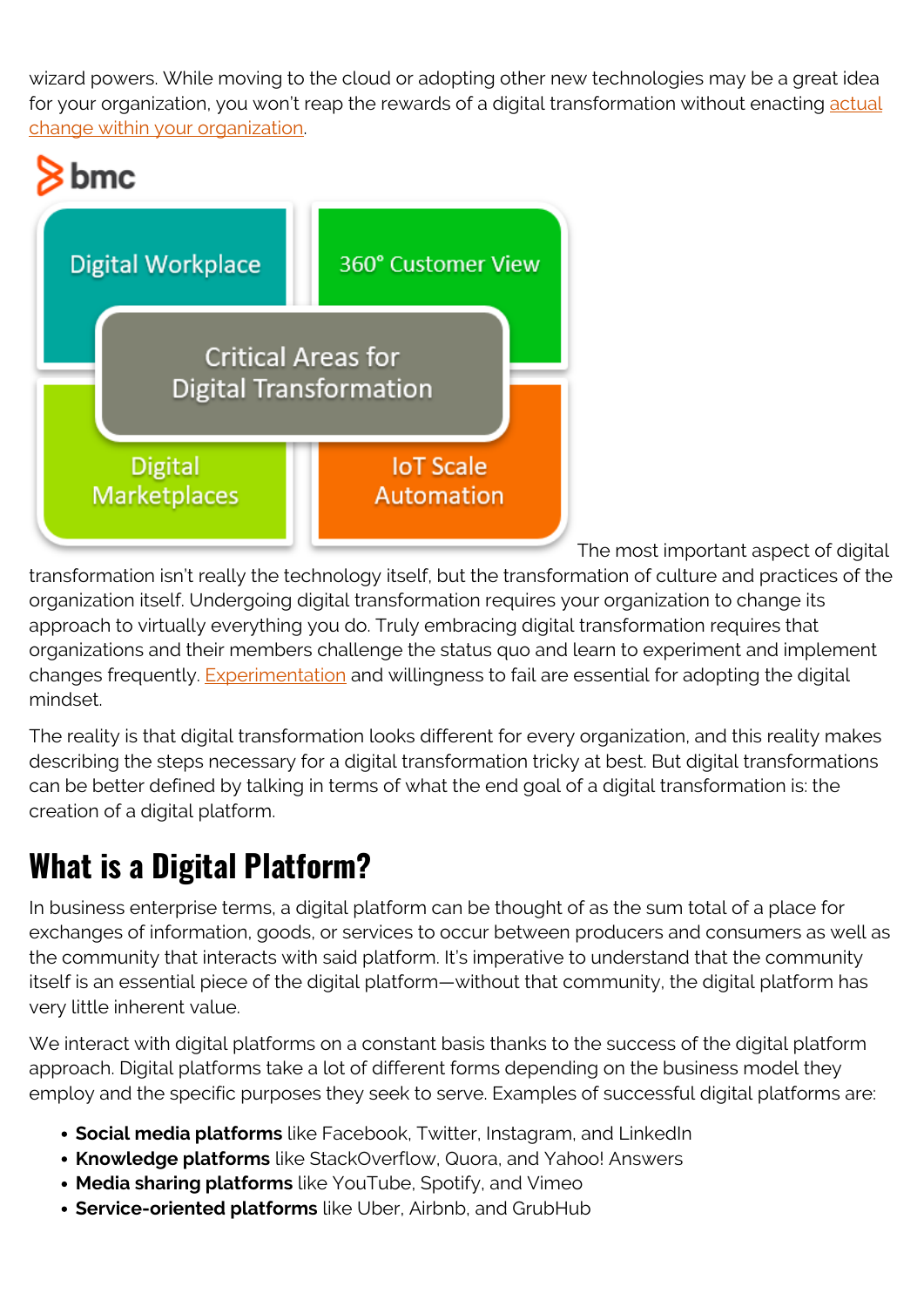wizard powers. While moving to the cloud or adopting other new technologies may be a great idea for your organization, you won't reap the rewards of a digital transformation without enacting actual change within your organization.

The most important aspect of digital transformation isn't really the technology itself, but the transformation of culture and practices of the organization itself. Undergoing digital transformation requires your organization to change its approach to virtually everything you do. Truly embracing digital transformation requires that organizations and their members challenge the status quo and learn to experiment and implement changes frequently. Experimentation and willingness to fail are essential for adopting the digital mindset.

The reality is that digital transformation looks different for every organization, and this reality makes describing the steps necessary for a digital transformation tricky at best. But digital transformations can be better defined by talking in terms of what the end goal of a digital transformation is: the creation of a digital platform.

## What is a Digital Platform?

In business enterprise terms, a digital platform can be thought of as the sum total of a place for exchanges of information, goods, or services to occur between producers and consumers as well as the community that interacts with said platform. It's imperative to understand that the community itself is an essential piece of the digital platform—without that community, the digital platform has very little inherent value.

We interact with digital platforms on a constant basis thanks to the success of the digital platform approach. Digital platforms take a lot of different forms depending on the business model they employ and the specific purposes they seek to serve. Examples of successful digital platforms are:

- **Social media platforms** like Facebook, Twitter, Instagram, and LinkedIn
- **Knowledge platforms** like StackOverflow, Quora, and Yahoo! Answers
- **Media sharing platforms** like YouTube, Spotify, and Vimeo
- **Service-oriented platforms** like Uber, Airbnb, and GrubHub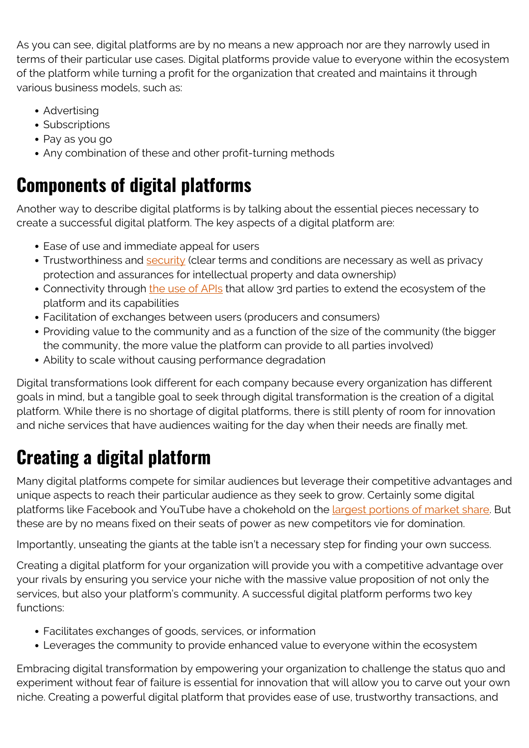As you can see, digital platforms are by no means a new approach nor are they narrowly used in terms of their particular use cases. Digital platforms provide value to everyone within the ecosystem of the platform while turning a profit for the organization that created and maintains it through various business models, such as:

- Advertising
- Subscriptions
- Pay as you go
- Any combination of these and other profit-turning methods

## Components of digital platforms

Another way to describe digital platforms is by talking about the essential pieces necessary to create a successful digital platform. The key aspects of a digital platform are:

- Ease of use and immediate appeal for users
- Trustworthiness and security (clear terms and conditions are necessary as well as privacy protection and assurances for intellectual property and data ownership)
- Connectivity through the use of APIs that allow 3rd parties to extend the ecosystem of the platform and its capabilities
- Facilitation of exchanges between users (producers and consumers)
- Providing value to the community and as a function of the size of the community (the bigger the community, the more value the platform can provide to all parties involved)
- Ability to scale without causing performance degradation

Digital transformations look different for each company because every organization has different goals in mind, but a tangible goal to seek through digital transformation is the creation of a digital platform. While there is no shortage of digital platforms, there is still plenty of room for innovation and niche services that have audiences waiting for the day when their needs are finally met.

## Creating a digital platform

Many digital platforms compete for similar audiences but leverage their competitive advantages and unique aspects to reach their particular audience as they seek to grow. Certainly some digital platforms like Facebook and YouTube have a chokehold on the largest portions of market share. But these are by no means fixed on their seats of power as new competitors vie for domination.

Importantly, unseating the giants at the table isn't a necessary step for finding your own success.

Creating a digital platform for your organization will provide you with a competitive advantage over your rivals by ensuring you service your niche with the massive value proposition of not only the services, but also your platform's community. A successful digital platform performs two key functions:

- Facilitates exchanges of goods, services, or information
- Leverages the community to provide enhanced value to everyone within the ecosystem

Embracing digital transformation by empowering your organization to challenge the status quo and experiment without fear of failure is essential for innovation that will allow you to carve out your own niche. Creating a powerful digital platform that provides ease of use, trustworthy transactions, and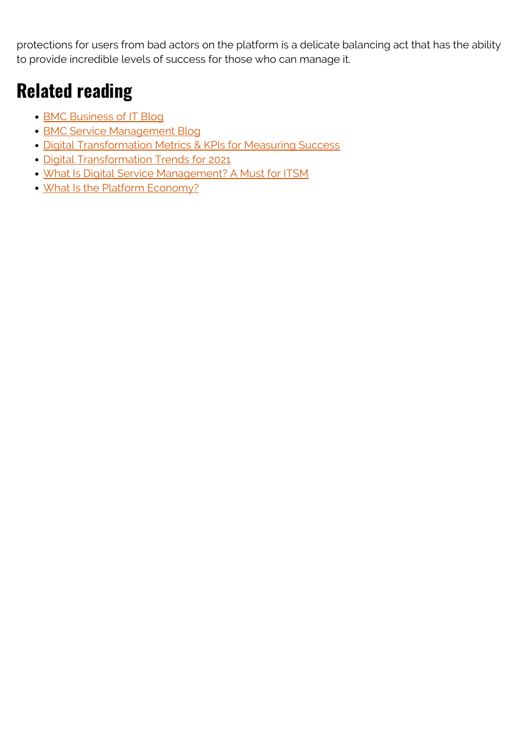protections for users from bad actors on the platform is a delicate balancing act that has the ability to provide incredible levels of success for those who can manage it.

## Related reading

- BMC Business of IT Blog
- BMC Service Management Blog
- Digital Transformation Metrics & KPIs for Measuring Success
- Digital Transformation Trends for 2021
- What Is Digital Service Management? A Must for ITSM
- What Is the Platform Economy?